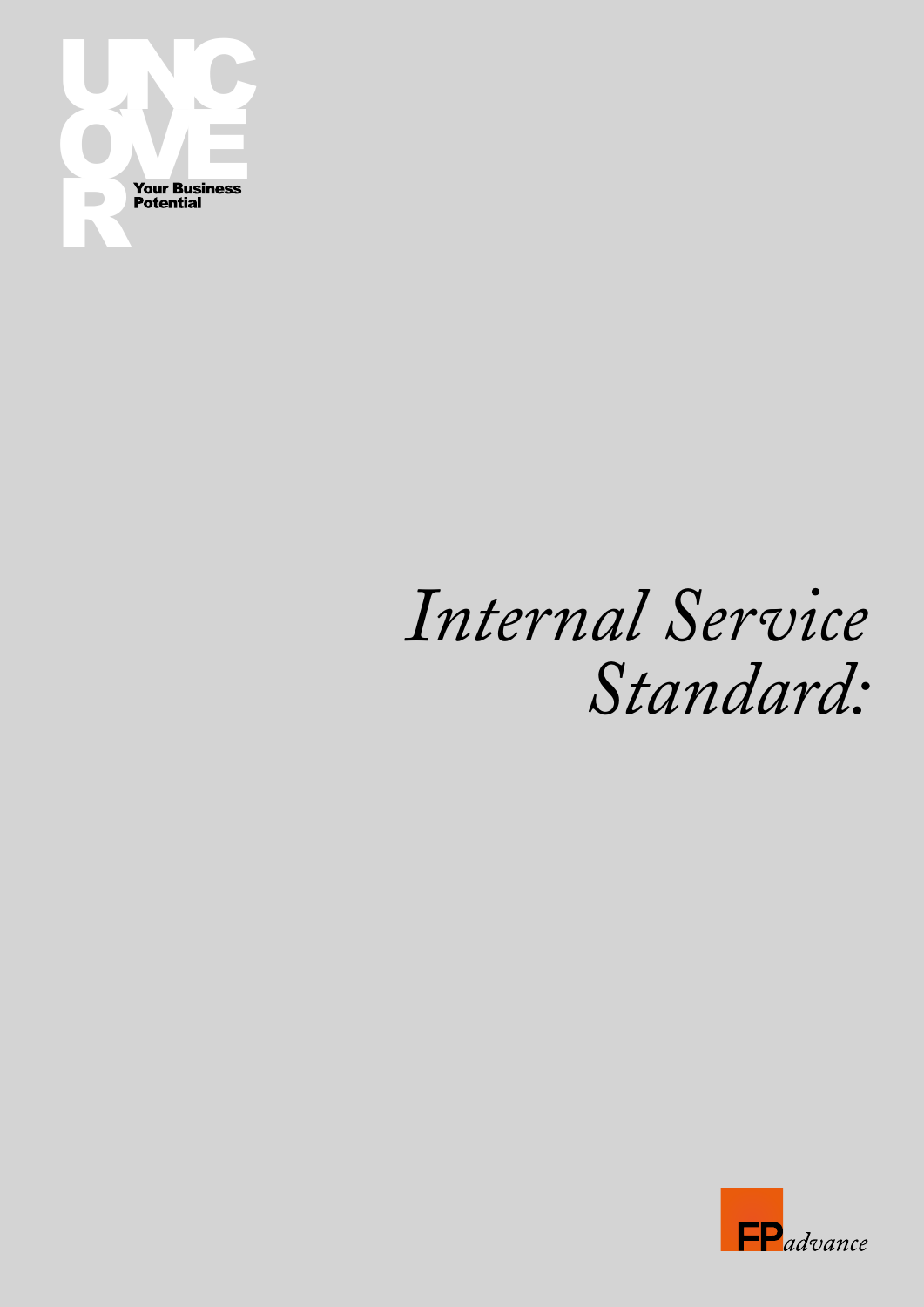UNCOVER

Your Business Potential

# *Internal Service Standard:*

FP*advance*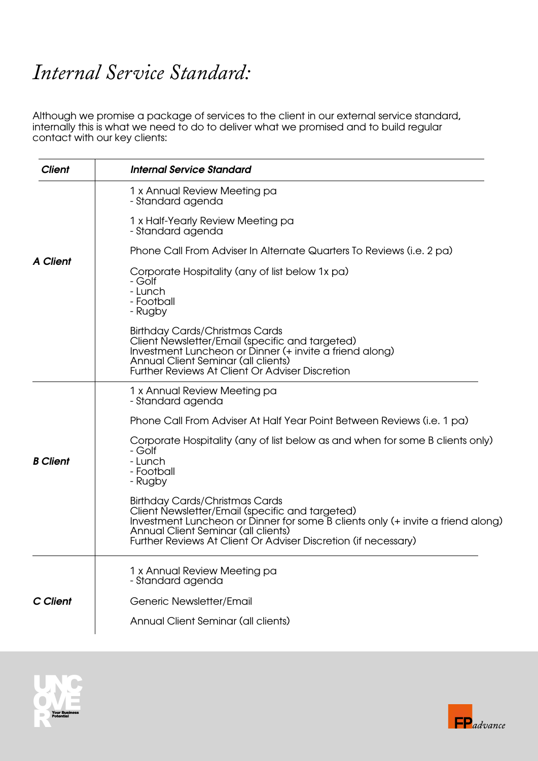# *Internal Service Standard:*

Although we promise a package of services to the client in our external service standard, internally this is what we need to do to deliver what we promised and to build regular contact with our key clients:

| *Client* | *Internal Service Standard* |
|---|---|
| *A Client* | 1 x Annual Review Meeting pa<br>- Standard agenda<br><br>1 x Half-Yearly Review Meeting pa<br>- Standard agenda<br><br>Phone Call From Adviser In Alternate Quarters To Reviews (i.e. 2 pa)<br><br>Corporate Hospitality (any of list below 1x pa)<br>- Golf<br>- Lunch<br>- Football<br>- Rugby<br><br>Birthday Cards/Christmas Cards<br>Client Newsletter/Email (specific and targeted)<br>Investment Luncheon or Dinner (+ invite a friend along)<br>Annual Client Seminar (all clients)<br>Further Reviews At Client Or Adviser Discretion |
| *B Client* | 1 x Annual Review Meeting pa<br>- Standard agenda<br><br>Phone Call From Adviser At Half Year Point Between Reviews (i.e. 1 pa)<br><br>Corporate Hospitality (any of list below as and when for some B clients only)<br>- Golf<br>- Lunch<br>- Football<br>- Rugby<br><br>Birthday Cards/Christmas Cards<br>Client Newsletter/Email (specific and targeted)<br>Investment Luncheon or Dinner for some B clients only (+ invite a friend along)<br>Annual Client Seminar (all clients)<br>Further Reviews At Client Or Adviser Discretion (if necessary) |
| *C Client* | 1 x Annual Review Meeting pa<br>- Standard agenda<br><br>Generic Newsletter/Email<br><br>Annual Client Seminar (all clients) |